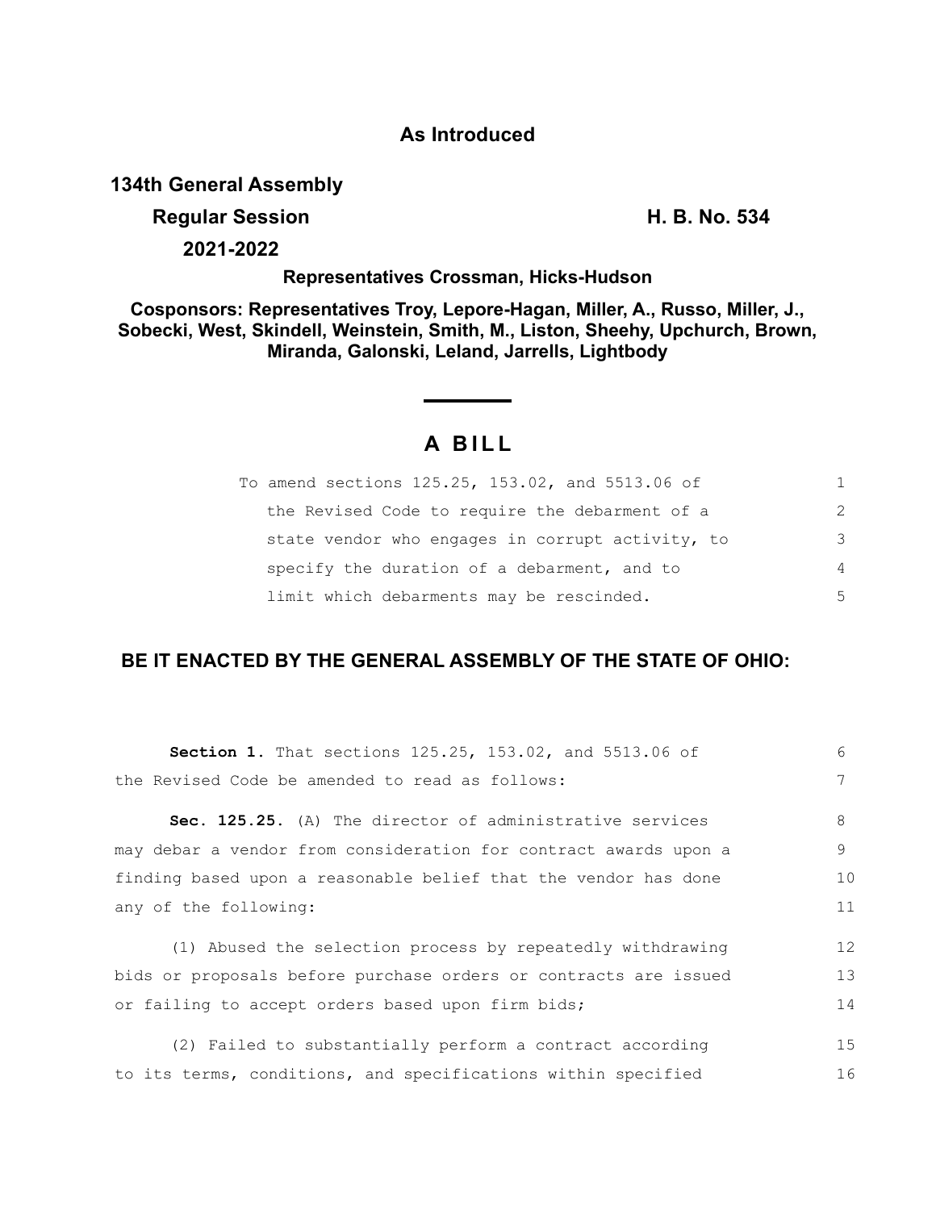**As Introduced**

**134th General Assembly**

**Regular Session** **H. B. No. 534**

**2021-2022**

**Representatives Crossman, Hicks-Hudson**

**Cosponsors: Representatives Troy, Lepore-Hagan, Miller, A., Russo, Miller, J., Sobecki, West, Skindell, Weinstein, Smith, M., Liston, Sheehy, Upchurch, Brown, Miranda, Galonski, Leland, Jarrells, Lightbody**

# A BILL

To amend sections 125.25, 153.02, and 5513.06 of the Revised Code to require the debarment of a state vendor who engages in corrupt activity, to specify the duration of a debarment, and to limit which debarments may be rescinded.

**BE IT ENACTED BY THE GENERAL ASSEMBLY OF THE STATE OF OHIO:**

**Section 1.** That sections 125.25, 153.02, and 5513.06 of the Revised Code be amended to read as follows:

**Sec. 125.25.** (A) The director of administrative services may debar a vendor from consideration for contract awards upon a finding based upon a reasonable belief that the vendor has done any of the following:

(1) Abused the selection process by repeatedly withdrawing bids or proposals before purchase orders or contracts are issued or failing to accept orders based upon firm bids;

(2) Failed to substantially perform a contract according to its terms, conditions, and specifications within specified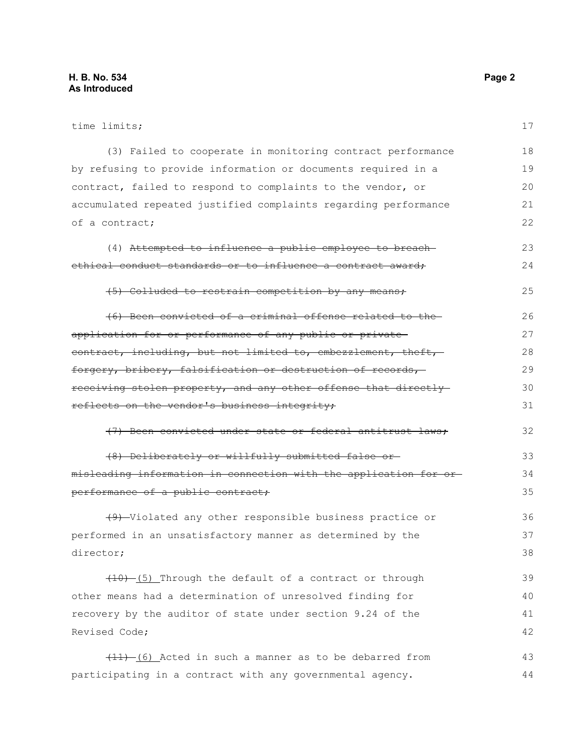time limits;

(3) Failed to cooperate in monitoring contract performance by refusing to provide information or documents required in a contract, failed to respond to complaints to the vendor, or accumulated repeated justified complaints regarding performance of a contract;

(4) ~~Attempted to influence a public employee to breach ethical conduct standards or to influence a contract award;~~

~~(5) Colluded to restrain competition by any means;~~

~~(6) Been convicted of a criminal offense related to the application for or performance of any public or private contract, including, but not limited to, embezzlement, theft, forgery, bribery, falsification or destruction of records, receiving stolen property, and any other offense that directly reflects on the vendor's business integrity;~~

~~(7) Been convicted under state or federal antitrust laws;~~

~~(8) Deliberately or willfully submitted false or misleading information in connection with the application for or performance of a public contract;~~

~~(9)~~ Violated any other responsible business practice or performed in an unsatisfactory manner as determined by the director;

~~(10)~~ (5) Through the default of a contract or through other means had a determination of unresolved finding for recovery by the auditor of state under section 9.24 of the Revised Code;

~~(11)~~ (6) Acted in such a manner as to be debarred from participating in a contract with any governmental agency.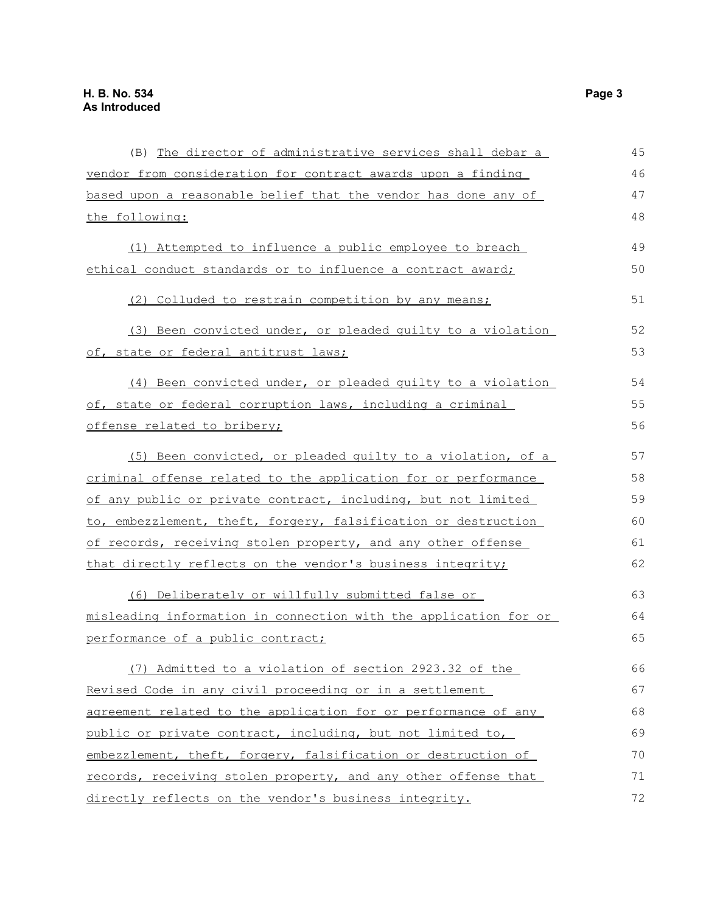(B) The director of administrative services shall debar a vendor from consideration for contract awards upon a finding based upon a reasonable belief that the vendor has done any of the following:

(1) Attempted to influence a public employee to breach ethical conduct standards or to influence a contract award;

(2) Colluded to restrain competition by any means;

(3) Been convicted under, or pleaded guilty to a violation of, state or federal antitrust laws;

(4) Been convicted under, or pleaded guilty to a violation of, state or federal corruption laws, including a criminal offense related to bribery;

(5) Been convicted, or pleaded guilty to a violation, of a criminal offense related to the application for or performance of any public or private contract, including, but not limited to, embezzlement, theft, forgery, falsification or destruction of records, receiving stolen property, and any other offense that directly reflects on the vendor's business integrity;

(6) Deliberately or willfully submitted false or misleading information in connection with the application for or performance of a public contract;

(7) Admitted to a violation of section 2923.32 of the Revised Code in any civil proceeding or in a settlement agreement related to the application for or performance of any public or private contract, including, but not limited to, embezzlement, theft, forgery, falsification or destruction of records, receiving stolen property, and any other offense that directly reflects on the vendor's business integrity.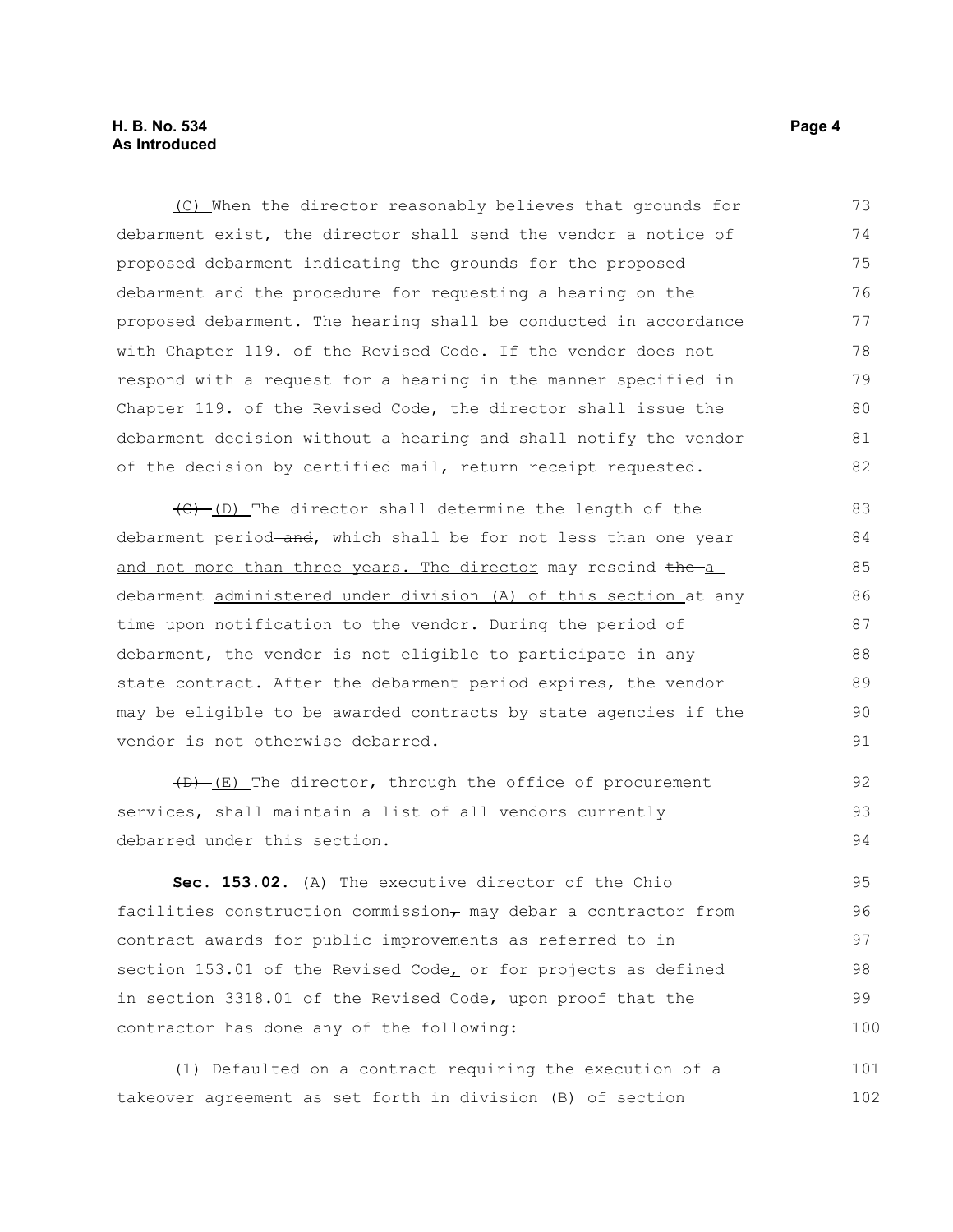(C) When the director reasonably believes that grounds for debarment exist, the director shall send the vendor a notice of proposed debarment indicating the grounds for the proposed debarment and the procedure for requesting a hearing on the proposed debarment. The hearing shall be conducted in accordance with Chapter 119. of the Revised Code. If the vendor does not respond with a request for a hearing in the manner specified in Chapter 119. of the Revised Code, the director shall issue the debarment decision without a hearing and shall notify the vendor of the decision by certified mail, return receipt requested.

~~(C)~~ (D) The director shall determine the length of the debarment period ~~and~~, which shall be for not less than one year and not more than three years. The director may rescind ~~the~~ a debarment administered under division (A) of this section at any time upon notification to the vendor. During the period of debarment, the vendor is not eligible to participate in any state contract. After the debarment period expires, the vendor may be eligible to be awarded contracts by state agencies if the vendor is not otherwise debarred.

~~(D)~~ (E) The director, through the office of procurement services, shall maintain a list of all vendors currently debarred under this section.

**Sec. 153.02.** (A) The executive director of the Ohio facilities construction commission~~,~~ may debar a contractor from contract awards for public improvements as referred to in section 153.01 of the Revised Code, or for projects as defined in section 3318.01 of the Revised Code, upon proof that the contractor has done any of the following:

(1) Defaulted on a contract requiring the execution of a takeover agreement as set forth in division (B) of section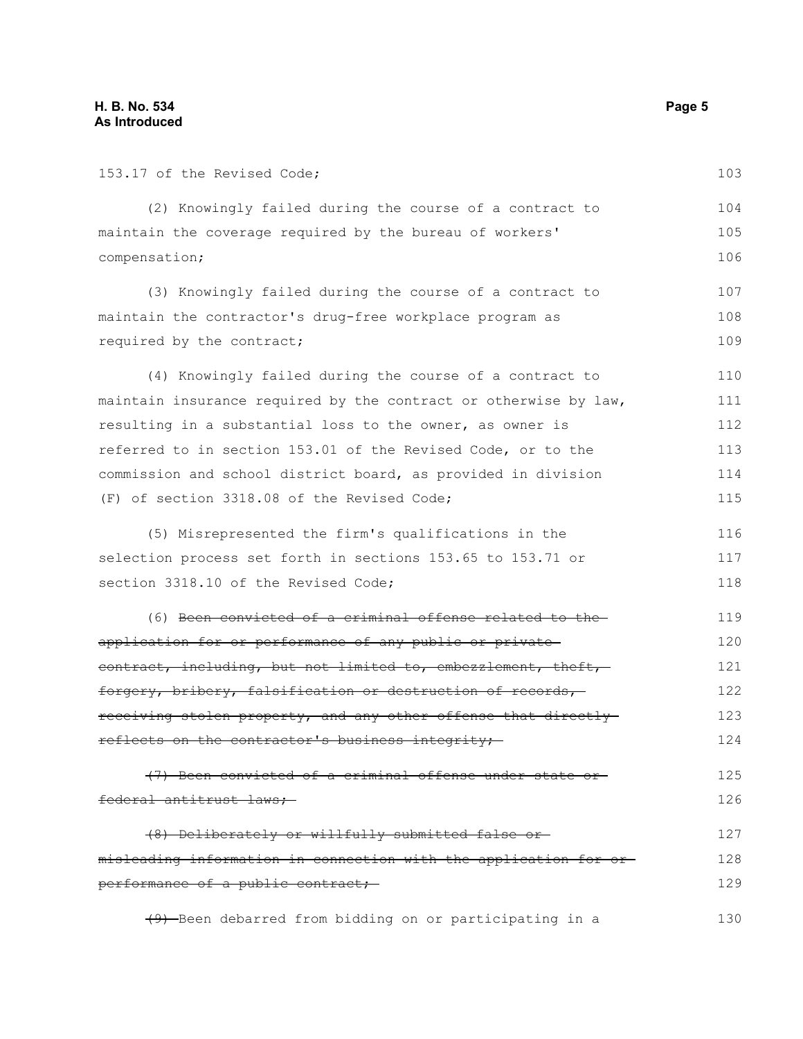153.17 of the Revised Code;

(2) Knowingly failed during the course of a contract to maintain the coverage required by the bureau of workers' compensation;

(3) Knowingly failed during the course of a contract to maintain the contractor's drug-free workplace program as required by the contract;

(4) Knowingly failed during the course of a contract to maintain insurance required by the contract or otherwise by law, resulting in a substantial loss to the owner, as owner is referred to in section 153.01 of the Revised Code, or to the commission and school district board, as provided in division (F) of section 3318.08 of the Revised Code;

(5) Misrepresented the firm's qualifications in the selection process set forth in sections 153.65 to 153.71 or section 3318.10 of the Revised Code;

(6) ~~Been convicted of a criminal offense related to the application for or performance of any public or private contract, including, but not limited to, embezzlement, theft, forgery, bribery, falsification or destruction of records, receiving stolen property, and any other offense that directly reflects on the contractor's business integrity;~~

~~(7) Been convicted of a criminal offense under state or federal antitrust laws;~~

~~(8) Deliberately or willfully submitted false or misleading information in connection with the application for or performance of a public contract;~~

~~(9)~~ Been debarred from bidding on or participating in a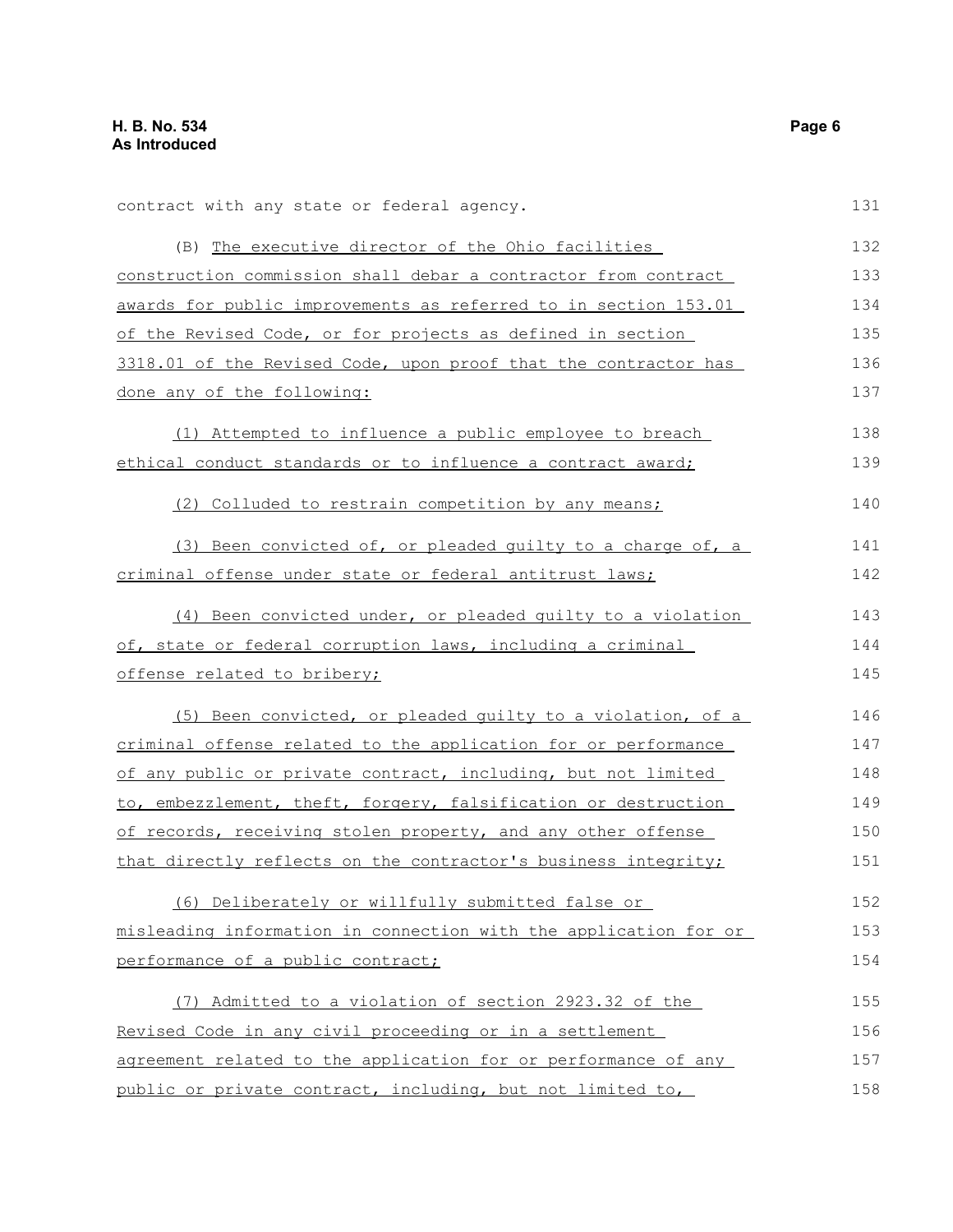contract with any state or federal agency.

(B) The executive director of the Ohio facilities construction commission shall debar a contractor from contract awards for public improvements as referred to in section 153.01 of the Revised Code, or for projects as defined in section 3318.01 of the Revised Code, upon proof that the contractor has done any of the following:

(1) Attempted to influence a public employee to breach ethical conduct standards or to influence a contract award;

(2) Colluded to restrain competition by any means;

(3) Been convicted of, or pleaded guilty to a charge of, a criminal offense under state or federal antitrust laws;

(4) Been convicted under, or pleaded guilty to a violation of, state or federal corruption laws, including a criminal offense related to bribery;

(5) Been convicted, or pleaded guilty to a violation, of a criminal offense related to the application for or performance of any public or private contract, including, but not limited to, embezzlement, theft, forgery, falsification or destruction of records, receiving stolen property, and any other offense that directly reflects on the contractor's business integrity;

(6) Deliberately or willfully submitted false or misleading information in connection with the application for or performance of a public contract;

(7) Admitted to a violation of section 2923.32 of the Revised Code in any civil proceeding or in a settlement agreement related to the application for or performance of any public or private contract, including, but not limited to,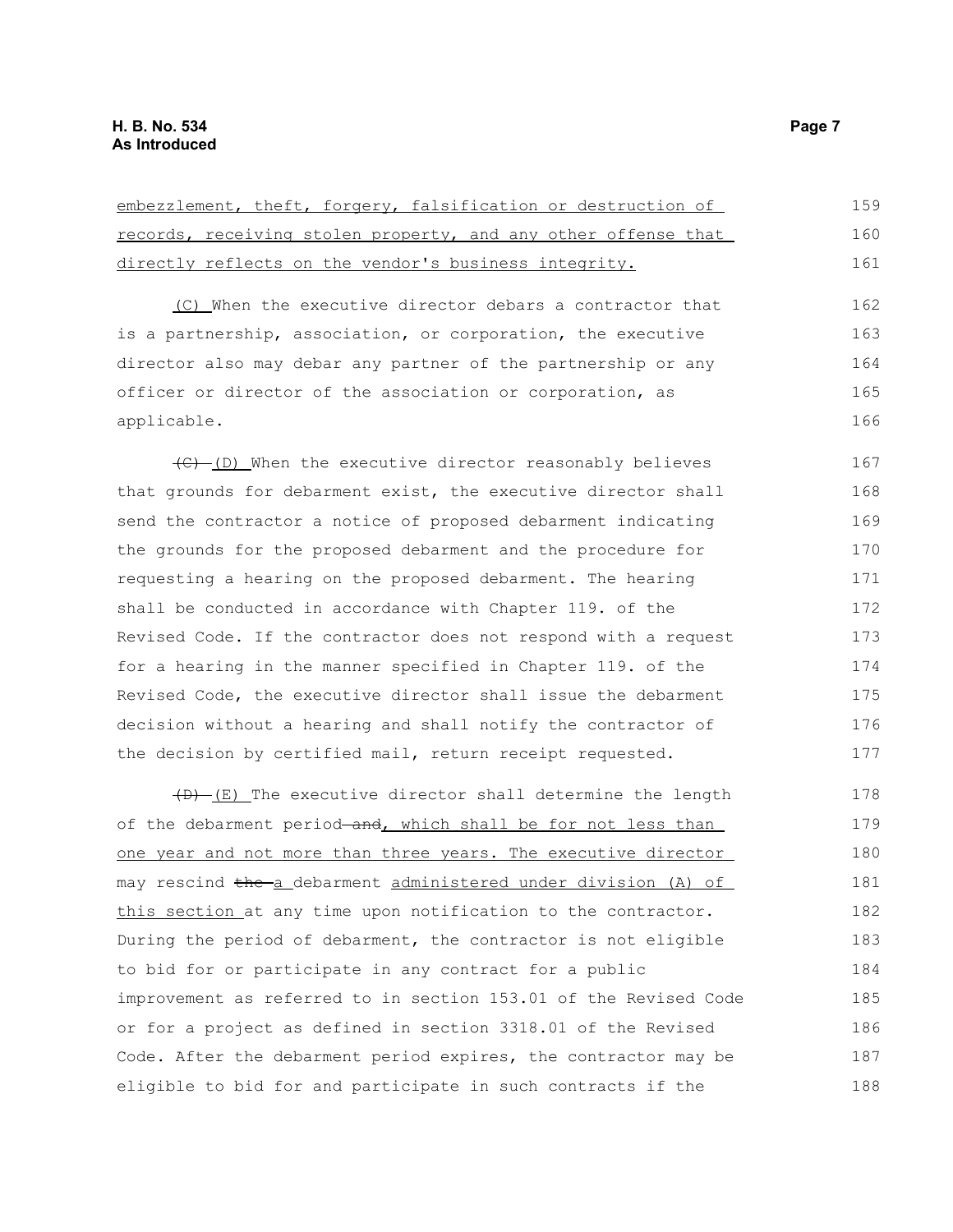embezzlement, theft, forgery, falsification or destruction of records, receiving stolen property, and any other offense that directly reflects on the vendor's business integrity.

(C) When the executive director debars a contractor that is a partnership, association, or corporation, the executive director also may debar any partner of the partnership or any officer or director of the association or corporation, as applicable.

~~(C)~~ (D) When the executive director reasonably believes that grounds for debarment exist, the executive director shall send the contractor a notice of proposed debarment indicating the grounds for the proposed debarment and the procedure for requesting a hearing on the proposed debarment. The hearing shall be conducted in accordance with Chapter 119. of the Revised Code. If the contractor does not respond with a request for a hearing in the manner specified in Chapter 119. of the Revised Code, the executive director shall issue the debarment decision without a hearing and shall notify the contractor of the decision by certified mail, return receipt requested.

~~(D)~~ (E) The executive director shall determine the length of the debarment period ~~and~~, which shall be for not less than one year and not more than three years. The executive director may rescind ~~the~~ a debarment administered under division (A) of this section at any time upon notification to the contractor. During the period of debarment, the contractor is not eligible to bid for or participate in any contract for a public improvement as referred to in section 153.01 of the Revised Code or for a project as defined in section 3318.01 of the Revised Code. After the debarment period expires, the contractor may be eligible to bid for and participate in such contracts if the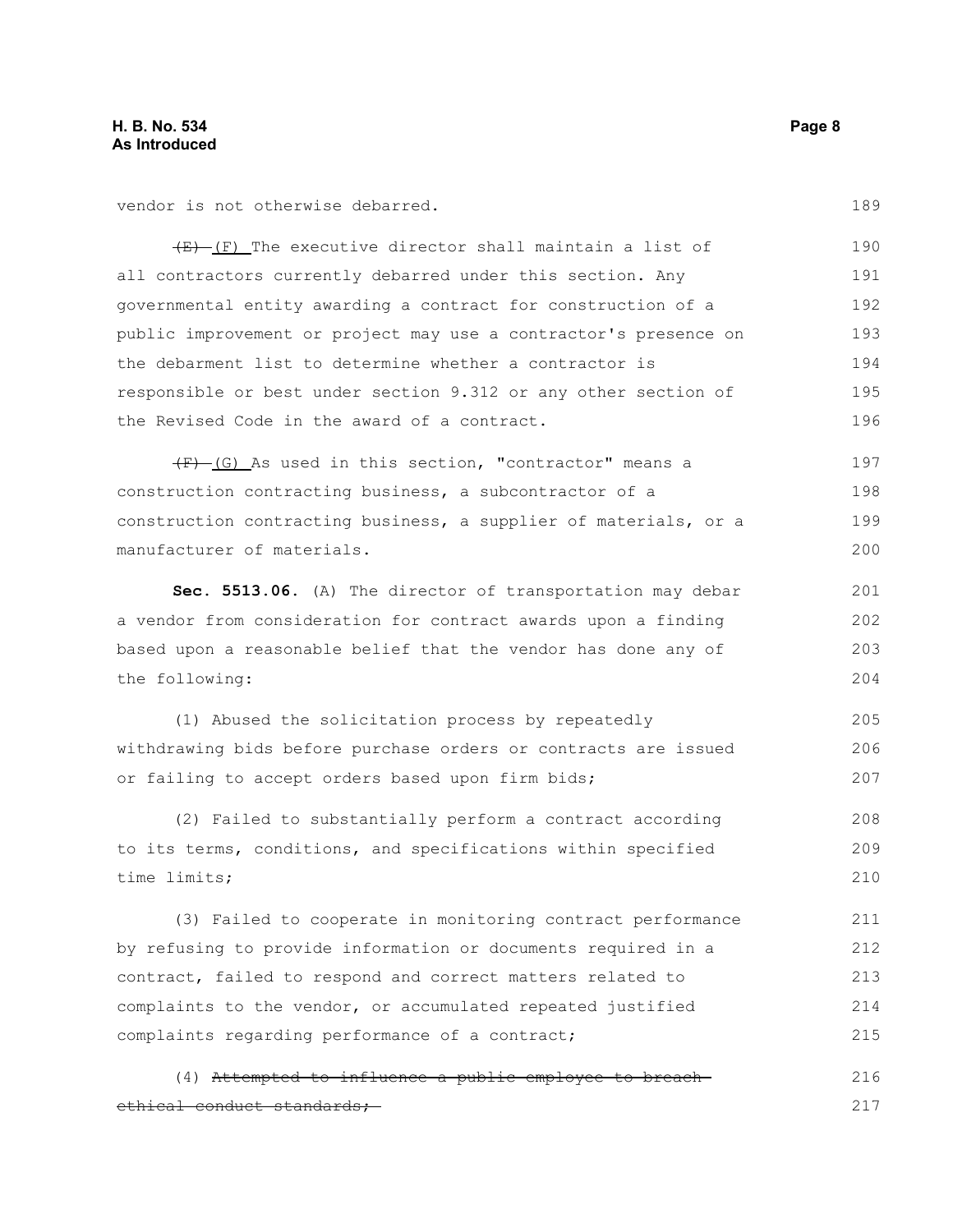vendor is not otherwise debarred.

~~(E)~~ (F) The executive director shall maintain a list of all contractors currently debarred under this section. Any governmental entity awarding a contract for construction of a public improvement or project may use a contractor's presence on the debarment list to determine whether a contractor is responsible or best under section 9.312 or any other section of the Revised Code in the award of a contract.

~~(F)~~ (G) As used in this section, "contractor" means a construction contracting business, a subcontractor of a construction contracting business, a supplier of materials, or a manufacturer of materials.

**Sec. 5513.06.** (A) The director of transportation may debar a vendor from consideration for contract awards upon a finding based upon a reasonable belief that the vendor has done any of the following:

(1) Abused the solicitation process by repeatedly withdrawing bids before purchase orders or contracts are issued or failing to accept orders based upon firm bids;

(2) Failed to substantially perform a contract according to its terms, conditions, and specifications within specified time limits;

(3) Failed to cooperate in monitoring contract performance by refusing to provide information or documents required in a contract, failed to respond and correct matters related to complaints to the vendor, or accumulated repeated justified complaints regarding performance of a contract;

(4) ~~Attempted to influence a public employee to breach ethical conduct standards;~~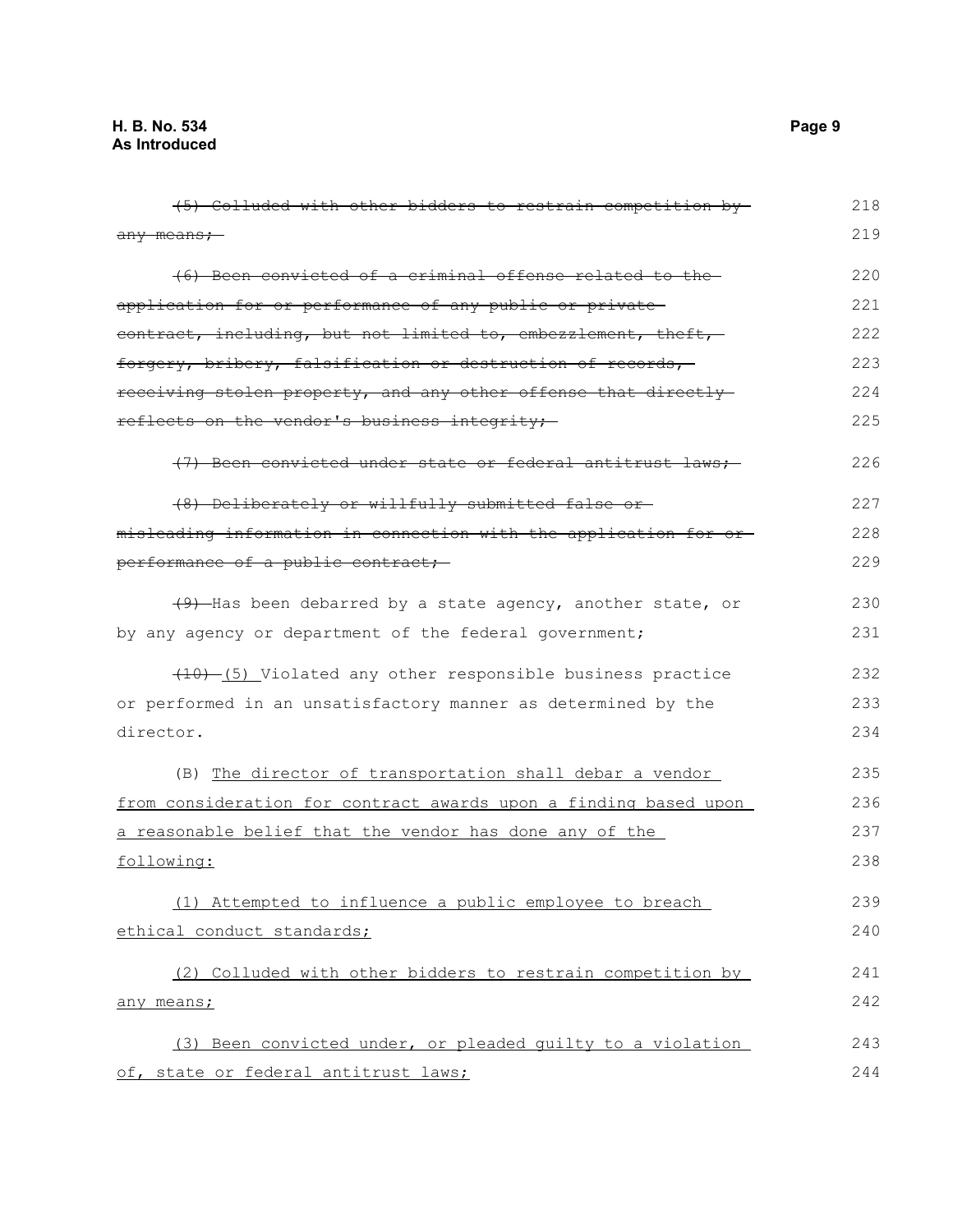~~(5) Colluded with other bidders to restrain competition by any means;~~

~~(6) Been convicted of a criminal offense related to the application for or performance of any public or private contract, including, but not limited to, embezzlement, theft, forgery, bribery, falsification or destruction of records, receiving stolen property, and any other offense that directly reflects on the vendor's business integrity;~~

~~(7) Been convicted under state or federal antitrust laws;~~

~~(8) Deliberately or willfully submitted false or misleading information in connection with the application for or performance of a public contract;~~

~~(9)~~ Has been debarred by a state agency, another state, or by any agency or department of the federal government;

~~(10)~~ <u>(5)</u> Violated any other responsible business practice or performed in an unsatisfactory manner as determined by the director.

(B) <u>The director of transportation shall debar a vendor from consideration for contract awards upon a finding based upon a reasonable belief that the vendor has done any of the following:</u>

<u>(1) Attempted to influence a public employee to breach ethical conduct standards;</u>

<u>(2) Colluded with other bidders to restrain competition by any means;</u>

<u>(3) Been convicted under, or pleaded guilty to a violation of, state or federal antitrust laws;</u>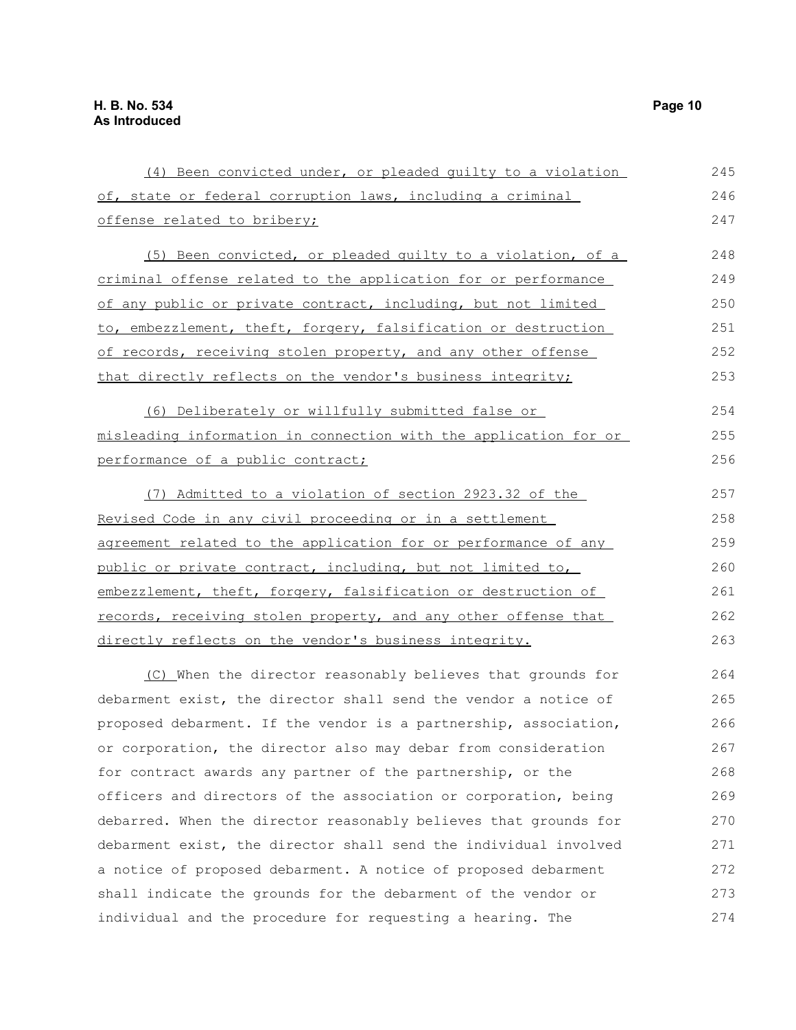(4) Been convicted under, or pleaded guilty to a violation of, state or federal corruption laws, including a criminal offense related to bribery;

(5) Been convicted, or pleaded guilty to a violation, of a criminal offense related to the application for or performance of any public or private contract, including, but not limited to, embezzlement, theft, forgery, falsification or destruction of records, receiving stolen property, and any other offense that directly reflects on the vendor's business integrity;

(6) Deliberately or willfully submitted false or misleading information in connection with the application for or performance of a public contract;

(7) Admitted to a violation of section 2923.32 of the Revised Code in any civil proceeding or in a settlement agreement related to the application for or performance of any public or private contract, including, but not limited to, embezzlement, theft, forgery, falsification or destruction of records, receiving stolen property, and any other offense that directly reflects on the vendor's business integrity.

(C) When the director reasonably believes that grounds for debarment exist, the director shall send the vendor a notice of proposed debarment. If the vendor is a partnership, association, or corporation, the director also may debar from consideration for contract awards any partner of the partnership, or the officers and directors of the association or corporation, being debarred. When the director reasonably believes that grounds for debarment exist, the director shall send the individual involved a notice of proposed debarment. A notice of proposed debarment shall indicate the grounds for the debarment of the vendor or individual and the procedure for requesting a hearing. The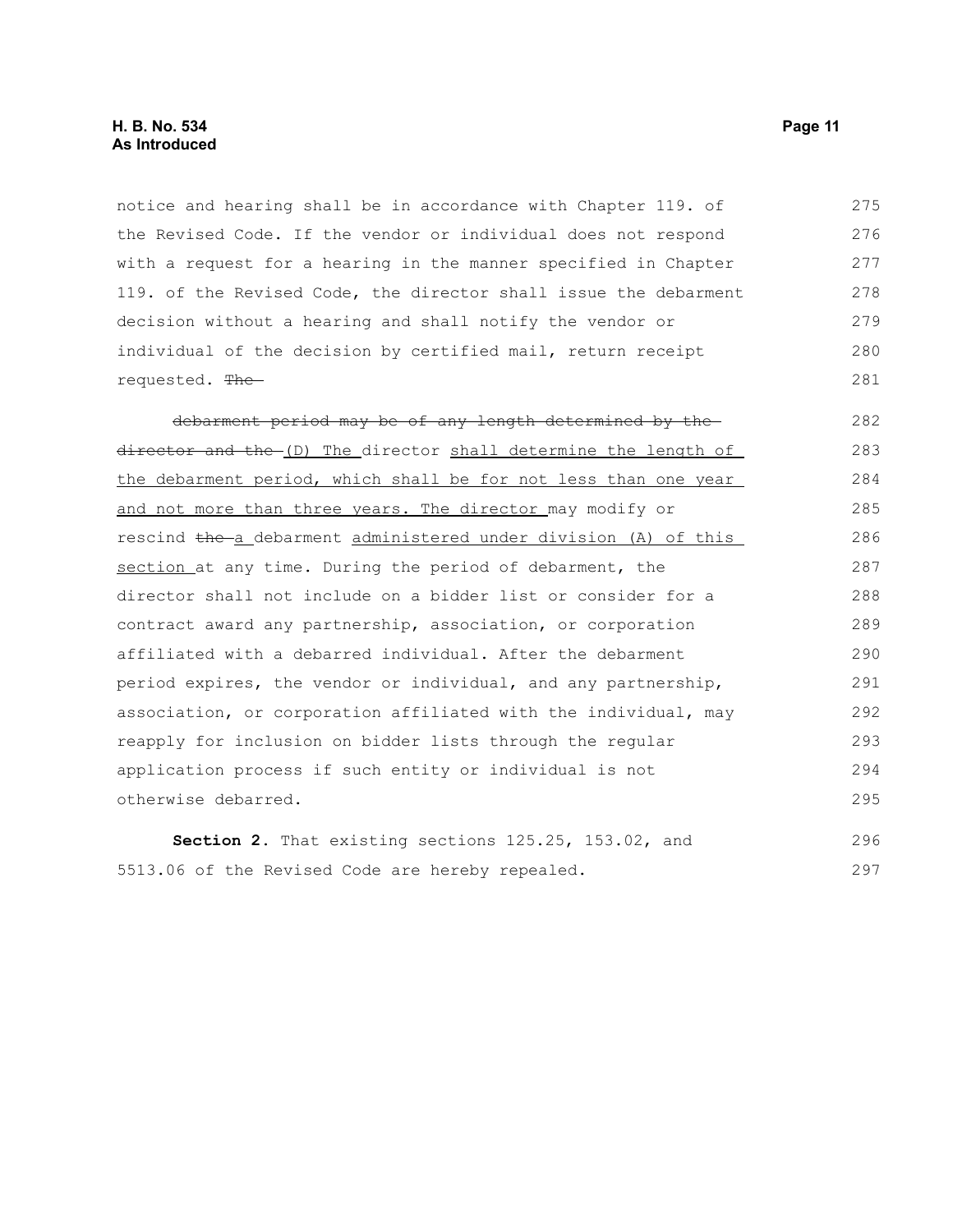notice and hearing shall be in accordance with Chapter 119. of the Revised Code. If the vendor or individual does not respond with a request for a hearing in the manner specified in Chapter 119. of the Revised Code, the director shall issue the debarment decision without a hearing and shall notify the vendor or individual of the decision by certified mail, return receipt requested. ~~The~~

~~debarment period may be of any length determined by the director and the~~ <u>(D) The</u> director <u>shall determine the length of the debarment period, which shall be for not less than one year and not more than three years. The director</u> may modify or rescind ~~the~~ <u>a</u> debarment <u>administered under division (A) of this section</u> at any time. During the period of debarment, the director shall not include on a bidder list or consider for a contract award any partnership, association, or corporation affiliated with a debarred individual. After the debarment period expires, the vendor or individual, and any partnership, association, or corporation affiliated with the individual, may reapply for inclusion on bidder lists through the regular application process if such entity or individual is not otherwise debarred.

**Section 2.** That existing sections 125.25, 153.02, and 5513.06 of the Revised Code are hereby repealed.